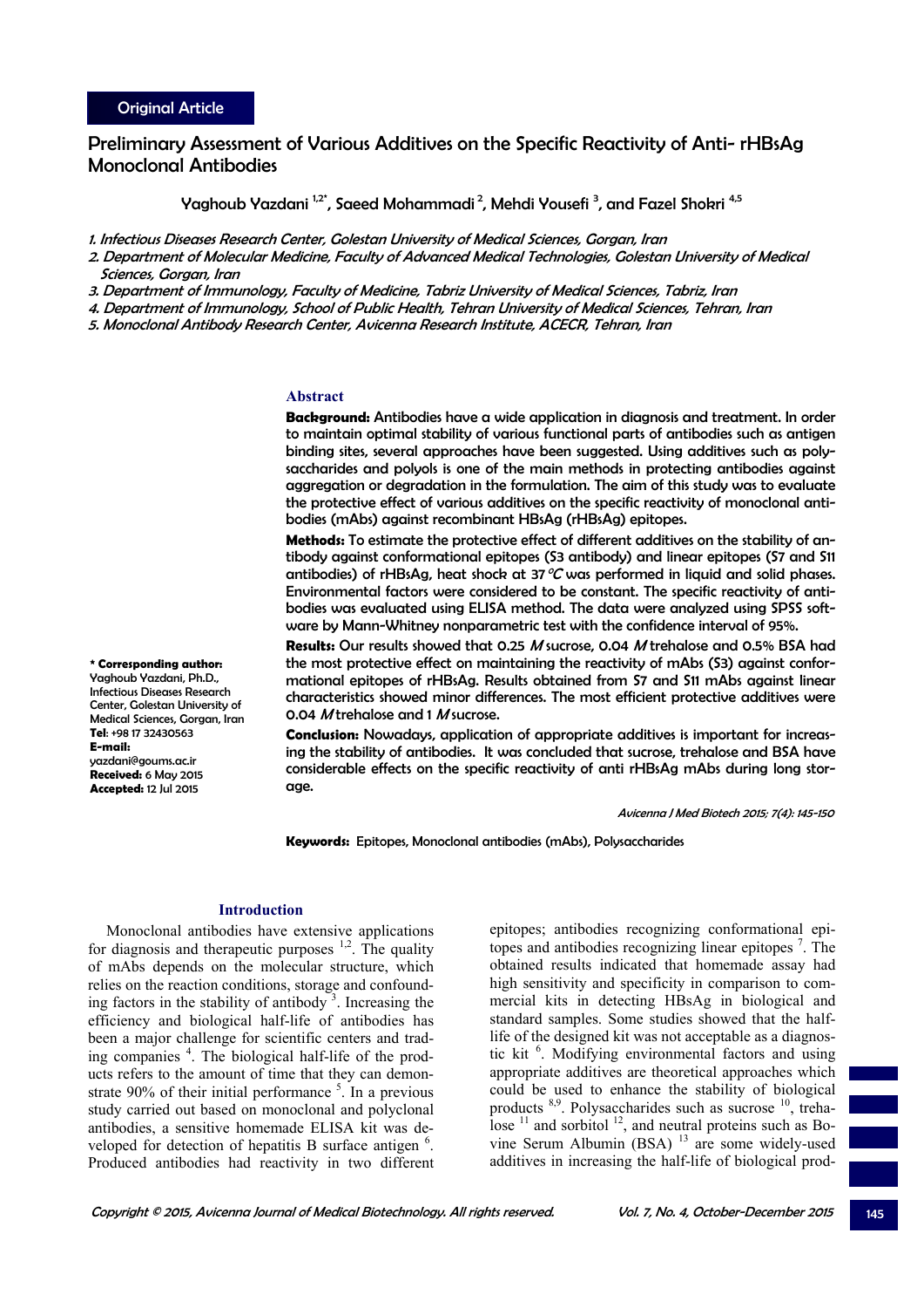Original Article

# Preliminary Assessment of Various Additives on the Specific Reactivity of Anti- rHBsAg Monoclonal Antibodies

Yaghoub Yazdani [1,2*], Saeed Mohammadi [2], Mehdi Yousefi [3], and Fazel Shokri [4,5]

*1. Infectious Diseases Research Center, Golestan University of Medical Sciences, Gorgan, Iran*

*2. Department of Molecular Medicine, Faculty of Advanced Medical Technologies, Golestan University of Medical Sciences, Gorgan, Iran*

*3. Department of Immunology, Faculty of Medicine, Tabriz University of Medical Sciences, Tabriz, Iran*

*4. Department of Immunology, School of Public Health, Tehran University of Medical Sciences, Tehran, Iran*

*5. Monoclonal Antibody Research Center, Avicenna Research Institute, ACECR, Tehran, Iran*

## Abstract

**Background:** Antibodies have a wide application in diagnosis and treatment. In order to maintain optimal stability of various functional parts of antibodies such as antigen binding sites, several approaches have been suggested. Using additives such as polysaccharides and polyols is one of the main methods in protecting antibodies against aggregation or degradation in the formulation. The aim of this study was to evaluate the protective effect of various additives on the specific reactivity of monoclonal antibodies (mAbs) against recombinant HBsAg (rHBsAg) epitopes.

**Methods:** To estimate the protective effect of different additives on the stability of antibody against conformational epitopes (S3 antibody) and linear epitopes (S7 and S11 antibodies) of rHBsAg, heat shock at 37 *°C* was performed in liquid and solid phases. Environmental factors were considered to be constant. The specific reactivity of antibodies was evaluated using ELISA method. The data were analyzed using SPSS software by Mann-Whitney nonparametric test with the confidence interval of 95%.

**Results:** Our results showed that 0.25 *M* sucrose, 0.04 *M* trehalose and 0.5% BSA had the most protective effect on maintaining the reactivity of mAbs (S3) against conformational epitopes of rHBsAg. Results obtained from S7 and S11 mAbs against linear characteristics showed minor differences. The most efficient protective additives were 0.04 *M* trehalose and 1 *M* sucrose.

**Conclusion:** Nowadays, application of appropriate additives is important for increasing the stability of antibodies. It was concluded that sucrose, trehalose and BSA have considerable effects on the specific reactivity of anti rHBsAg mAbs during long storage.

**Keywords:** Epitopes, Monoclonal antibodies (mAbs), Polysaccharides

**\* Corresponding author:**
Yaghoub Yazdani, Ph.D., Infectious Diseases Research Center, Golestan University of Medical Sciences, Gorgan, Iran
**Tel:** +98 17 32430563
**E-mail:** yazdani@goums.ac.ir
**Received:** 6 May 2015
**Accepted:** 12 Jul 2015

## Introduction

Monoclonal antibodies have extensive applications for diagnosis and therapeutic purposes [1,2]. The quality of mAbs depends on the molecular structure, which relies on the reaction conditions, storage and confounding factors in the stability of antibody [3]. Increasing the efficiency and biological half-life of antibodies has been a major challenge for scientific centers and trading companies [4]. The biological half-life of the products refers to the amount of time that they can demonstrate 90% of their initial performance [5]. In a previous study carried out based on monoclonal and polyclonal antibodies, a sensitive homemade ELISA kit was developed for detection of hepatitis B surface antigen [6]. Produced antibodies had reactivity in two different epitopes; antibodies recognizing conformational epitopes and antibodies recognizing linear epitopes [7]. The obtained results indicated that homemade assay had high sensitivity and specificity in comparison to commercial kits in detecting HBsAg in biological and standard samples. Some studies showed that the half-life of the designed kit was not acceptable as a diagnostic kit [6]. Modifying environmental factors and using appropriate additives are theoretical approaches which could be used to enhance the stability of biological products [8,9]. Polysaccharides such as sucrose [10], trehalose [11] and sorbitol [12], and neutral proteins such as Bovine Serum Albumin (BSA) [13] are some widely-used additives in increasing the half-life of biological prod-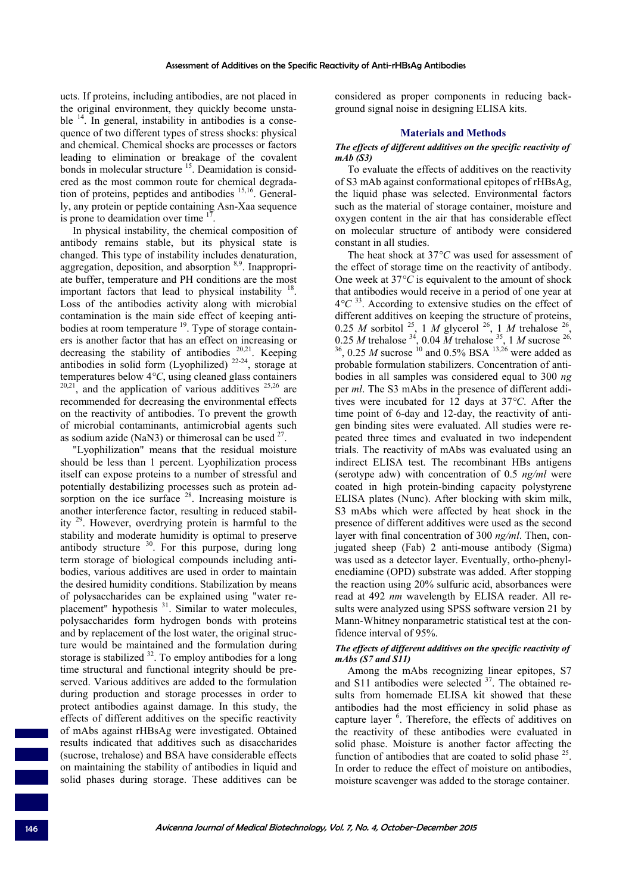ucts. If proteins, including antibodies, are not placed in the original environment, they quickly become unstable [14]. In general, instability in antibodies is a consequence of two different types of stress shocks: physical and chemical. Chemical shocks are processes or factors leading to elimination or breakage of the covalent bonds in molecular structure [15]. Deamidation is considered as the most common route for chemical degradation of proteins, peptides and antibodies [15,16]. Generally, any protein or peptide containing Asn-Xaa sequence is prone to deamidation over time [17].

In physical instability, the chemical composition of antibody remains stable, but its physical state is changed. This type of instability includes denaturation, aggregation, deposition, and absorption [8,9]. Inappropriate buffer, temperature and PH conditions are the most important factors that lead to physical instability [18]. Loss of the antibodies activity along with microbial contamination is the main side effect of keeping antibodies at room temperature [19]. Type of storage containers is another factor that has an effect on increasing or decreasing the stability of antibodies [20,21]. Keeping antibodies in solid form (Lyophilized) [22-24], storage at temperatures below 4°*C*, using cleaned glass containers [20,21], and the application of various additives [25,26] are recommended for decreasing the environmental effects on the reactivity of antibodies. To prevent the growth of microbial contaminants, antimicrobial agents such as sodium azide ($NaN_3$) or thimerosal can be used [27].

"Lyophilization" means that the residual moisture should be less than 1 percent. Lyophilization process itself can expose proteins to a number of stressful and potentially destabilizing processes such as protein adsorption on the ice surface [28]. Increasing moisture is another interference factor, resulting in reduced stability [29]. However, overdrying protein is harmful to the stability and moderate humidity is optimal to preserve antibody structure [30]. For this purpose, during long term storage of biological compounds including antibodies, various additives are used in order to maintain the desired humidity conditions. Stabilization by means of polysaccharides can be explained using "water replacement" hypothesis [31]. Similar to water molecules, polysaccharides form hydrogen bonds with proteins and by replacement of the lost water, the original structure would be maintained and the formulation during storage is stabilized [32]. To employ antibodies for a long time structural and functional integrity should be preserved. Various additives are added to the formulation during production and storage processes in order to protect antibodies against damage. In this study, the effects of different additives on the specific reactivity of mAbs against rHBsAg were investigated. Obtained results indicated that additives such as disaccharides (sucrose, trehalose) and BSA have considerable effects on maintaining the stability of antibodies in liquid and solid phases during storage. These additives can be considered as proper components in reducing background signal noise in designing ELISA kits.

## Materials and Methods

### *The effects of different additives on the specific reactivity of mAb (S3)*

To evaluate the effects of additives on the reactivity of S3 mAb against conformational epitopes of rHBsAg, the liquid phase was selected. Environmental factors such as the material of storage container, moisture and oxygen content in the air that has considerable effect on molecular structure of antibody were considered constant in all studies.

The heat shock at 37°*C* was used for assessment of the effect of storage time on the reactivity of antibody. One week at 37°*C* is equivalent to the amount of shock that antibodies would receive in a period of one year at 4°*C* [33]. According to extensive studies on the effect of different additives on keeping the structure of proteins, 0.25 *M* sorbitol [25], 1 *M* glycerol [26], 1 *M* trehalose [26], 0.25 *M* trehalose [34], 0.04 *M* trehalose [35], 1 *M* sucrose [26,36], 0.25 *M* sucrose [10] and 0.5% BSA [13,26] were added as probable formulation stabilizers. Concentration of antibodies in all samples was considered equal to 300 *ng* per *ml*. The S3 mAbs in the presence of different additives were incubated for 12 days at 37°*C*. After the time point of 6-day and 12-day, the reactivity of antigen binding sites were evaluated. All studies were repeated three times and evaluated in two independent trials. The reactivity of mAbs was evaluated using an indirect ELISA test. The recombinant HBs antigens (serotype adw) with concentration of 0.5 *ng/ml* were coated in high protein-binding capacity polystyrene ELISA plates (Nunc). After blocking with skim milk, S3 mAbs which were affected by heat shock in the presence of different additives were used as the second layer with final concentration of 300 *ng/ml*. Then, conjugated sheep (Fab) 2 anti-mouse antibody (Sigma) was used as a detector layer. Eventually, ortho-phenylenediamine (OPD) substrate was added. After stopping the reaction using 20% sulfuric acid, absorbances were read at 492 *nm* wavelength by ELISA reader. All results were analyzed using SPSS software version 21 by Mann-Whitney nonparametric statistical test at the confidence interval of 95%.

### *The effects of different additives on the specific reactivity of mAbs (S7 and S11)*

Among the mAbs recognizing linear epitopes, S7 and S11 antibodies were selected [37]. The obtained results from homemade ELISA kit showed that these antibodies had the most efficiency in solid phase as capture layer [6]. Therefore, the effects of additives on the reactivity of these antibodies were evaluated in solid phase. Moisture is another factor affecting the function of antibodies that are coated to solid phase [25]. In order to reduce the effect of moisture on antibodies, moisture scavenger was added to the storage container.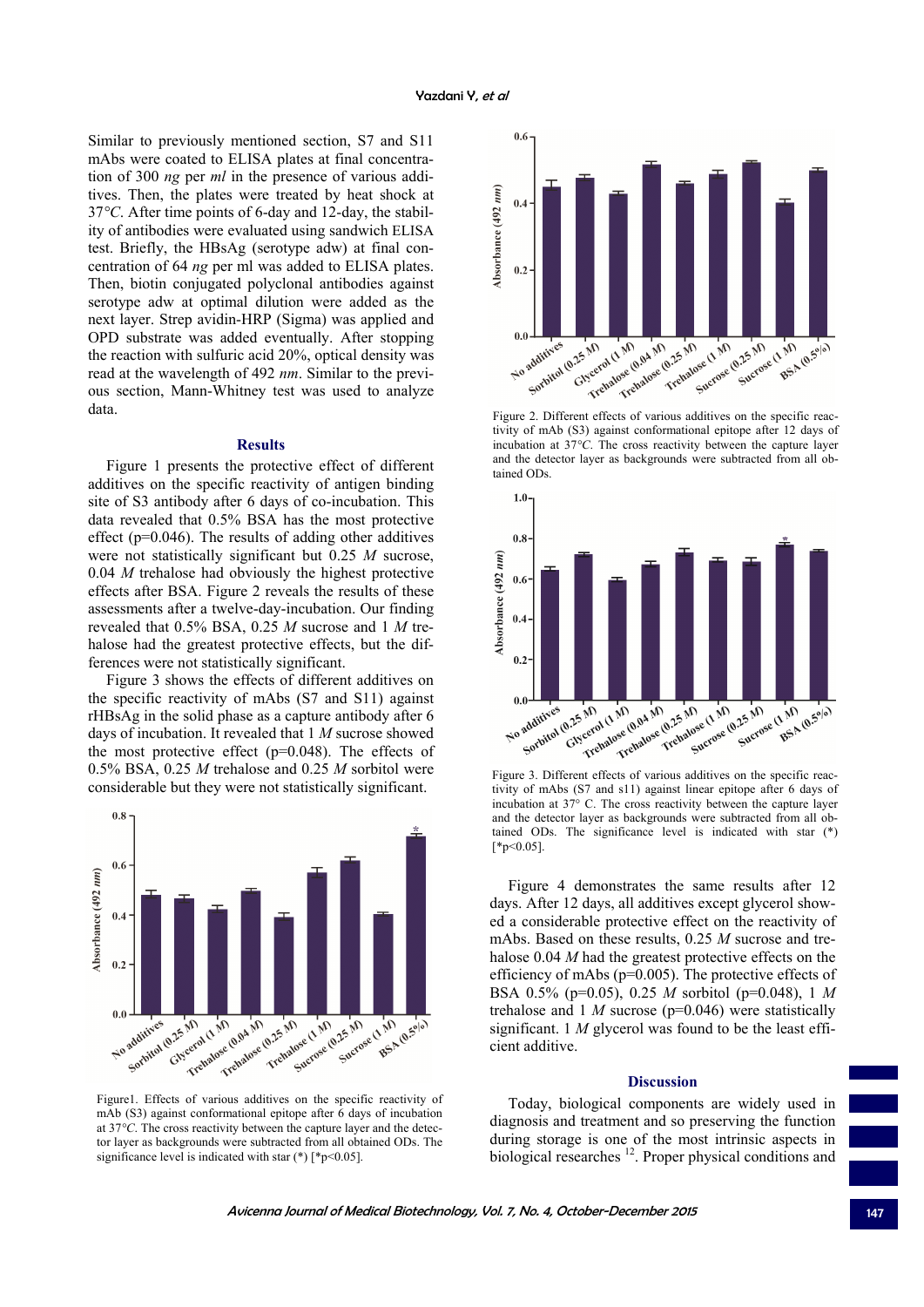Similar to previously mentioned section, S7 and S11 mAbs were coated to ELISA plates at final concentration of 300 *ng* per *ml* in the presence of various additives. Then, the plates were treated by heat shock at 37*°C*. After time points of 6-day and 12-day, the stability of antibodies were evaluated using sandwich ELISA test. Briefly, the HBsAg (serotype adw) at final concentration of 64 *ng* per ml was added to ELISA plates. Then, biotin conjugated polyclonal antibodies against serotype adw at optimal dilution were added as the next layer. Strep avidin-HRP (Sigma) was applied and OPD substrate was added eventually. After stopping the reaction with sulfuric acid 20%, optical density was read at the wavelength of 492 *nm*. Similar to the previous section, Mann-Whitney test was used to analyze data.

## Results

Figure 1 presents the protective effect of different additives on the specific reactivity of antigen binding site of S3 antibody after 6 days of co-incubation. This data revealed that 0.5% BSA has the most protective effect (p=0.046). The results of adding other additives were not statistically significant but 0.25 *M* sucrose, 0.04 *M* trehalose had obviously the highest protective effects after BSA. Figure 2 reveals the results of these assessments after a twelve-day-incubation. Our finding revealed that 0.5% BSA, 0.25 *M* sucrose and 1 *M* trehalose had the greatest protective effects, but the differences were not statistically significant.

Figure 3 shows the effects of different additives on the specific reactivity of mAbs (S7 and S11) against rHBsAg in the solid phase as a capture antibody after 6 days of incubation. It revealed that 1 *M* sucrose showed the most protective effect (p=0.048). The effects of 0.5% BSA, 0.25 *M* trehalose and 0.25 *M* sorbitol were considerable but they were not statistically significant.

Figure1. Effects of various additives on the specific reactivity of mAb (S3) against conformational epitope after 6 days of incubation at 37*°C*. The cross reactivity between the capture layer and the detector layer as backgrounds were subtracted from all obtained ODs. The significance level is indicated with star (*) [*p<0.05].

Figure 2. Different effects of various additives on the specific reactivity of mAb (S3) against conformational epitope after 12 days of incubation at 37*°C*. The cross reactivity between the capture layer and the detector layer as backgrounds were subtracted from all obtained ODs.

Figure 3. Different effects of various additives on the specific reactivity of mAbs (S7 and s11) against linear epitope after 6 days of incubation at 37° C. The cross reactivity between the capture layer and the detector layer as backgrounds were subtracted from all obtained ODs. The significance level is indicated with star (*) [*p<0.05].

Figure 4 demonstrates the same results after 12 days. After 12 days, all additives except glycerol showed a considerable protective effect on the reactivity of mAbs. Based on these results, 0.25 *M* sucrose and trehalose 0.04 *M* had the greatest protective effects on the efficiency of mAbs (p=0.005). The protective effects of BSA 0.5% (p=0.05), 0.25 *M* sorbitol (p=0.048), 1 *M* trehalose and 1 *M* sucrose (p=0.046) were statistically significant. 1 *M* glycerol was found to be the least efficient additive.

## Discussion

Today, biological components are widely used in diagnosis and treatment and so preserving the function during storage is one of the most intrinsic aspects in biological researches [12]. Proper physical conditions and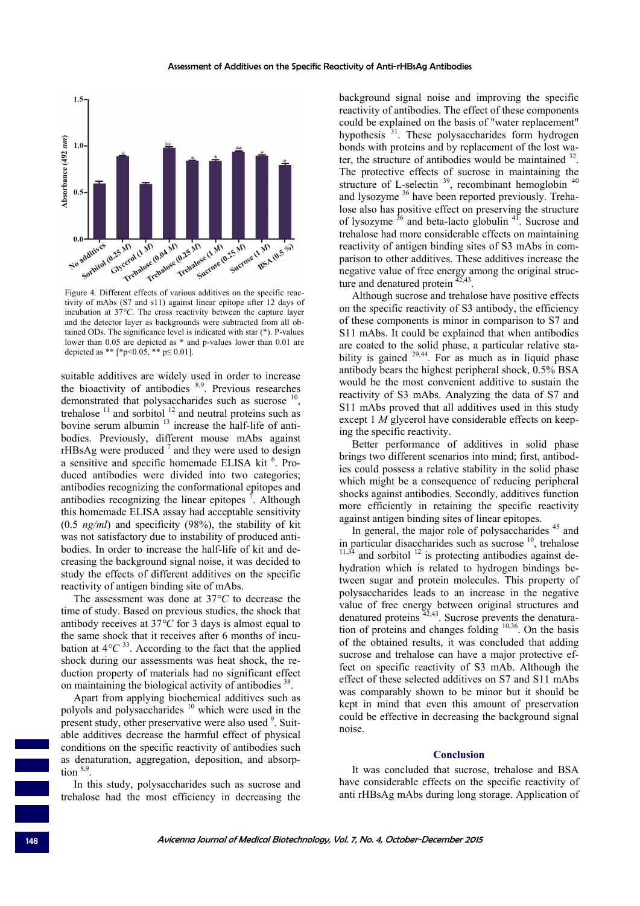Figure 4. Different effects of various additives on the specific reactivity of mAbs (S7 and s11) against linear epitope after 12 days of incubation at 37*°C*. The cross reactivity between the capture layer and the detector layer as backgrounds were subtracted from all obtained ODs. The significance level is indicated with star (*). P-values lower than 0.05 are depicted as * and p-values lower than 0.01 are depicted as ** [*$p<0.05$, ** $p\leq 0.01$].

suitable additives are widely used in order to increase the bioactivity of antibodies [8,9]. Previous researches demonstrated that polysaccharides such as sucrose [10], trehalose [11] and sorbitol [12] and neutral proteins such as bovine serum albumin [13] increase the half-life of antibodies. Previously, different mouse mAbs against rHBsAg were produced [7] and they were used to design a sensitive and specific homemade ELISA kit [6]. Produced antibodies were divided into two categories; antibodies recognizing the conformational epitopes and antibodies recognizing the linear epitopes [7]. Although this homemade ELISA assay had acceptable sensitivity (0.5 *ng/ml*) and specificity (98%), the stability of kit was not satisfactory due to instability of produced antibodies. In order to increase the half-life of kit and decreasing the background signal noise, it was decided to study the effects of different additives on the specific reactivity of antigen binding site of mAbs.

The assessment was done at 37*°C* to decrease the time of study. Based on previous studies, the shock that antibody receives at 37*°C* for 3 days is almost equal to the same shock that it receives after 6 months of incubation at 4*°C* [33]. According to the fact that the applied shock during our assessments was heat shock, the reduction property of materials had no significant effect on maintaining the biological activity of antibodies [38].

Apart from applying biochemical additives such as polyols and polysaccharides [10] which were used in the present study, other preservative were also used [9]. Suitable additives decrease the harmful effect of physical conditions on the specific reactivity of antibodies such as denaturation, aggregation, deposition, and absorption [8,9].

In this study, polysaccharides such as sucrose and trehalose had the most efficiency in decreasing the background signal noise and improving the specific reactivity of antibodies. The effect of these components could be explained on the basis of "water replacement" hypothesis [31]. These polysaccharides form hydrogen bonds with proteins and by replacement of the lost water, the structure of antibodies would be maintained [32]. The protective effects of sucrose in maintaining the structure of L-selectin [39], recombinant hemoglobin [40] and lysozyme [36] have been reported previously. Trehalose also has positive effect on preserving the structure of lysozyme [36] and beta-lacto globulin [41]. Sucrose and trehalose had more considerable effects on maintaining reactivity of antigen binding sites of S3 mAbs in comparison to other additives. These additives increase the negative value of free energy among the original structure and denatured protein [42,43].

Although sucrose and trehalose have positive effects on the specific reactivity of S3 antibody, the efficiency of these components is minor in comparison to S7 and S11 mAbs. It could be explained that when antibodies are coated to the solid phase, a particular relative stability is gained [29,44]. For as much as in liquid phase antibody bears the highest peripheral shock, 0.5% BSA would be the most convenient additive to sustain the reactivity of S3 mAbs. Analyzing the data of S7 and S11 mAbs proved that all additives used in this study except 1 *M* glycerol have considerable effects on keeping the specific reactivity.

Better performance of additives in solid phase brings two different scenarios into mind; first, antibodies could possess a relative stability in the solid phase which might be a consequence of reducing peripheral shocks against antibodies. Secondly, additives function more efficiently in retaining the specific reactivity against antigen binding sites of linear epitopes.

In general, the major role of polysaccharides [45] and in particular disaccharides such as sucrose [10], trehalose [11,34] and sorbitol [12] is protecting antibodies against dehydration which is related to hydrogen bindings between sugar and protein molecules. This property of polysaccharides leads to an increase in the negative value of free energy between original structures and denatured proteins [42,43]. Sucrose prevents the denaturation of proteins and changes folding [10,36]. On the basis of the obtained results, it was concluded that adding sucrose and trehalose can have a major protective effect on specific reactivity of S3 mAb. Although the effect of these selected additives on S7 and S11 mAbs was comparably shown to be minor but it should be kept in mind that even this amount of preservation could be effective in decreasing the background signal noise.

## Conclusion

It was concluded that sucrose, trehalose and BSA have considerable effects on the specific reactivity of anti rHBsAg mAbs during long storage. Application of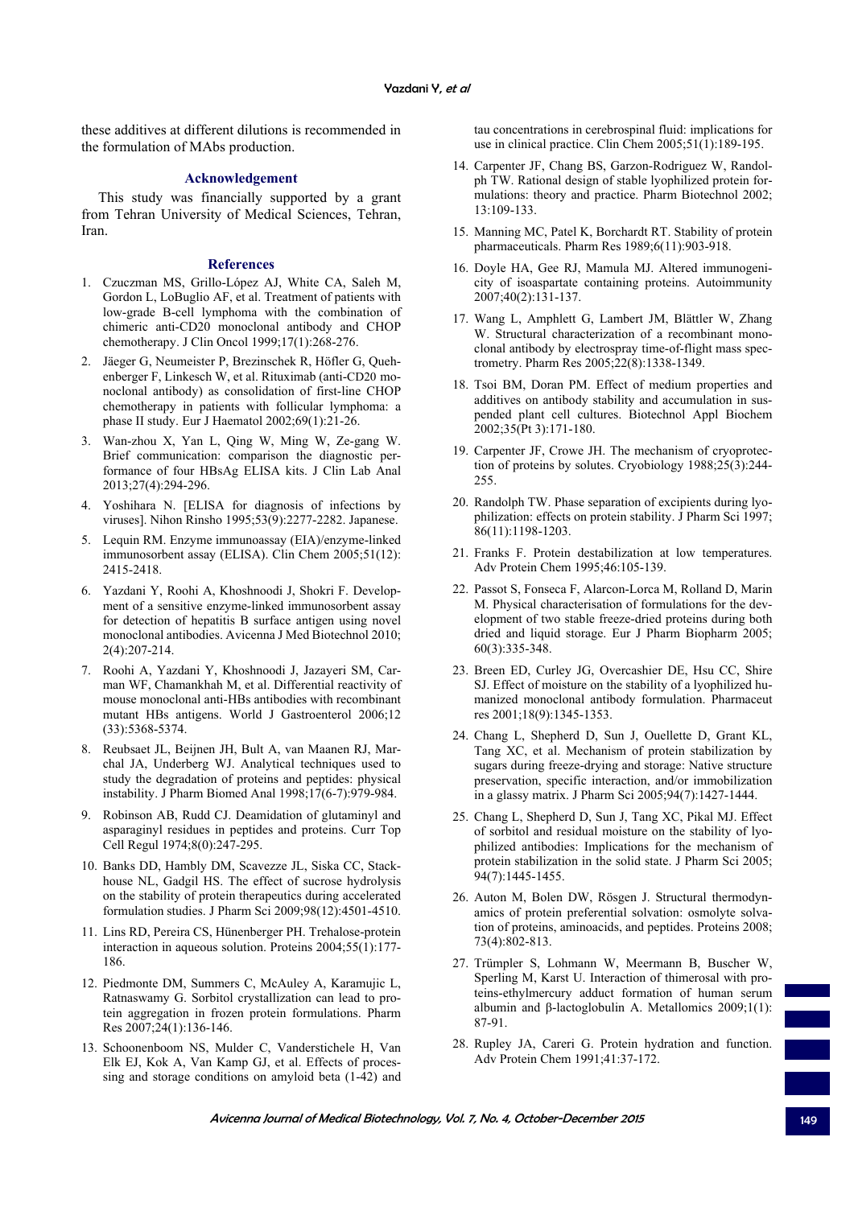these additives at different dilutions is recommended in the formulation of MAbs production.

## Acknowledgement

This study was financially supported by a grant from Tehran University of Medical Sciences, Tehran, Iran.

## References

1. Czuczman MS, Grillo-López AJ, White CA, Saleh M, Gordon L, LoBuglio AF, et al. Treatment of patients with low-grade B-cell lymphoma with the combination of chimeric anti-CD20 monoclonal antibody and CHOP chemotherapy. J Clin Oncol 1999;17(1):268-276.
2. Jäeger G, Neumeister P, Brezinschek R, Höfler G, Quehenberger F, Linkesch W, et al. Rituximab (anti-CD20 monoclonal antibody) as consolidation of first-line CHOP chemotherapy in patients with follicular lymphoma: a phase II study. Eur J Haematol 2002;69(1):21-26.
3. Wan-zhou X, Yan L, Qing W, Ming W, Ze-gang W. Brief communication: comparison the diagnostic performance of four HBsAg ELISA kits. J Clin Lab Anal 2013;27(4):294-296.
4. Yoshihara N. [ELISA for diagnosis of infections by viruses]. Nihon Rinsho 1995;53(9):2277-2282. Japanese.
5. Lequin RM. Enzyme immunoassay (EIA)/enzyme-linked immunosorbent assay (ELISA). Clin Chem 2005;51(12): 2415-2418.
6. Yazdani Y, Roohi A, Khoshnoodi J, Shokri F. Development of a sensitive enzyme-linked immunosorbent assay for detection of hepatitis B surface antigen using novel monoclonal antibodies. Avicenna J Med Biotechnol 2010; 2(4):207-214.
7. Roohi A, Yazdani Y, Khoshnoodi J, Jazayeri SM, Carman WF, Chamankhah M, et al. Differential reactivity of mouse monoclonal anti-HBs antibodies with recombinant mutant HBs antigens. World J Gastroenterol 2006;12 (33):5368-5374.
8. Reubsaet JL, Beijnen JH, Bult A, van Maanen RJ, Marchal JA, Underberg WJ. Analytical techniques used to study the degradation of proteins and peptides: physical instability. J Pharm Biomed Anal 1998;17(6-7):979-984.
9. Robinson AB, Rudd CJ. Deamidation of glutaminyl and asparaginyl residues in peptides and proteins. Curr Top Cell Regul 1974;8(0):247-295.
10. Banks DD, Hambly DM, Scavezze JL, Siska CC, Stackhouse NL, Gadgil HS. The effect of sucrose hydrolysis on the stability of protein therapeutics during accelerated formulation studies. J Pharm Sci 2009;98(12):4501-4510.
11. Lins RD, Pereira CS, Hünenberger PH. Trehalose-protein interaction in aqueous solution. Proteins 2004;55(1):177-186.
12. Piedmonte DM, Summers C, McAuley A, Karamujic L, Ratnaswamy G. Sorbitol crystallization can lead to protein aggregation in frozen protein formulations. Pharm Res 2007;24(1):136-146.
13. Schoonenboom NS, Mulder C, Vanderstichele H, Van Elk EJ, Kok A, Van Kamp GJ, et al. Effects of processing and storage conditions on amyloid beta (1-42) and tau concentrations in cerebrospinal fluid: implications for use in clinical practice. Clin Chem 2005;51(1):189-195.
14. Carpenter JF, Chang BS, Garzon-Rodriguez W, Randolph TW. Rational design of stable lyophilized protein formulations: theory and practice. Pharm Biotechnol 2002; 13:109-133.
15. Manning MC, Patel K, Borchardt RT. Stability of protein pharmaceuticals. Pharm Res 1989;6(11):903-918.
16. Doyle HA, Gee RJ, Mamula MJ. Altered immunogenicity of isoaspartate containing proteins. Autoimmunity 2007;40(2):131-137.
17. Wang L, Amphlett G, Lambert JM, Blättler W, Zhang W. Structural characterization of a recombinant monoclonal antibody by electrospray time-of-flight mass spectrometry. Pharm Res 2005;22(8):1338-1349.
18. Tsoi BM, Doran PM. Effect of medium properties and additives on antibody stability and accumulation in suspended plant cell cultures. Biotechnol Appl Biochem 2002;35(Pt 3):171-180.
19. Carpenter JF, Crowe JH. The mechanism of cryoprotection of proteins by solutes. Cryobiology 1988;25(3):244-255.
20. Randolph TW. Phase separation of excipients during lyophilization: effects on protein stability. J Pharm Sci 1997; 86(11):1198-1203.
21. Franks F. Protein destabilization at low temperatures. Adv Protein Chem 1995;46:105-139.
22. Passot S, Fonseca F, Alarcon-Lorca M, Rolland D, Marin M. Physical characterisation of formulations for the development of two stable freeze-dried proteins during both dried and liquid storage. Eur J Pharm Biopharm 2005; 60(3):335-348.
23. Breen ED, Curley JG, Overcashier DE, Hsu CC, Shire SJ. Effect of moisture on the stability of a lyophilized humanized monoclonal antibody formulation. Pharmaceut res 2001;18(9):1345-1353.
24. Chang L, Shepherd D, Sun J, Ouellette D, Grant KL, Tang XC, et al. Mechanism of protein stabilization by sugars during freeze-drying and storage: Native structure preservation, specific interaction, and/or immobilization in a glassy matrix. J Pharm Sci 2005;94(7):1427-1444.
25. Chang L, Shepherd D, Sun J, Tang XC, Pikal MJ. Effect of sorbitol and residual moisture on the stability of lyophilized antibodies: Implications for the mechanism of protein stabilization in the solid state. J Pharm Sci 2005; 94(7):1445-1455.
26. Auton M, Bolen DW, Rösgen J. Structural thermodynamics of protein preferential solvation: osmolyte solvation of proteins, aminoacids, and peptides. Proteins 2008; 73(4):802-813.
27. Trümpler S, Lohmann W, Meermann B, Buscher W, Sperling M, Karst U. Interaction of thimerosal with proteins-ethylmercury adduct formation of human serum albumin and β-lactoglobulin A. Metallomics 2009;1(1): 87-91.
28. Rupley JA, Careri G. Protein hydration and function. Adv Protein Chem 1991;41:37-172.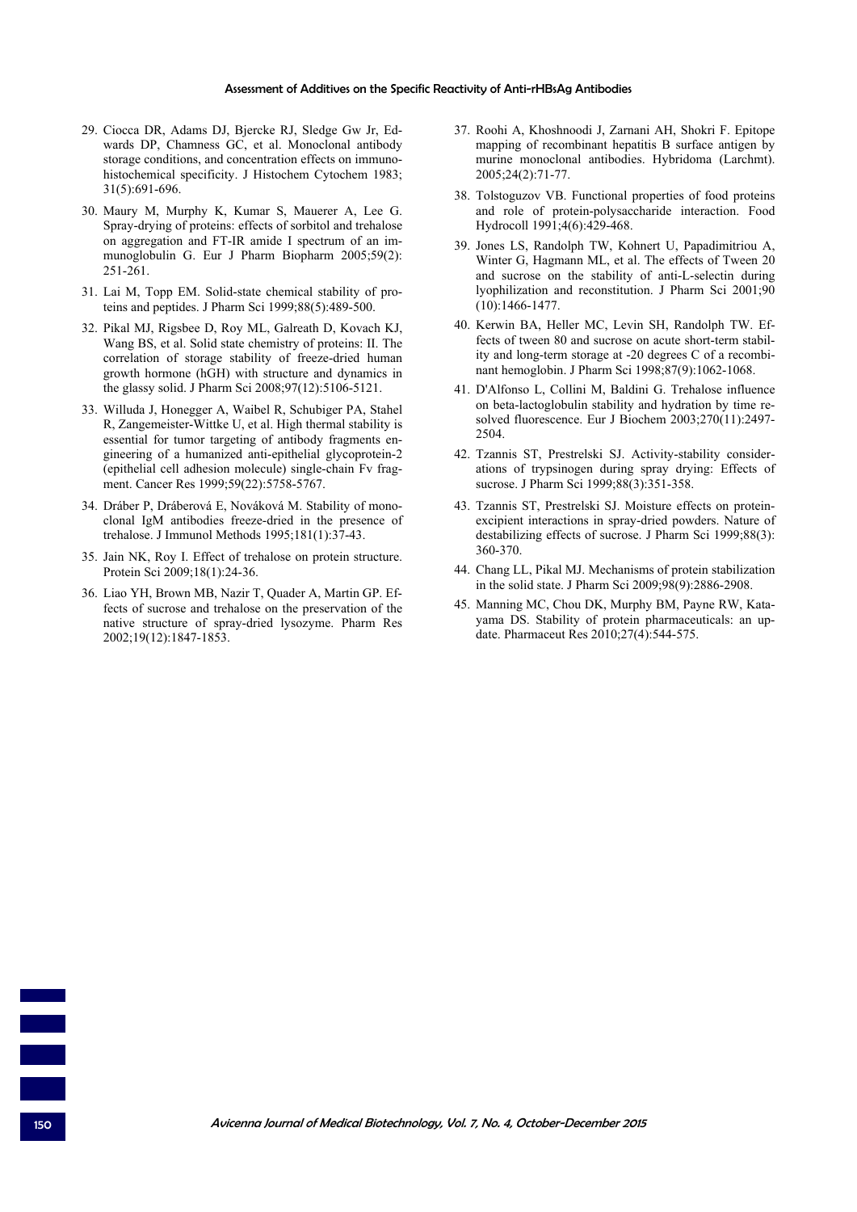29. Ciocca DR, Adams DJ, Bjercke RJ, Sledge Gw Jr, Edwards DP, Chamness GC, et al. Monoclonal antibody storage conditions, and concentration effects on immunohistochemical specificity. J Histochem Cytochem 1983; 31(5):691-696.

30. Maury M, Murphy K, Kumar S, Mauerer A, Lee G. Spray-drying of proteins: effects of sorbitol and trehalose on aggregation and FT-IR amide I spectrum of an immunoglobulin G. Eur J Pharm Biopharm 2005;59(2): 251-261.

31. Lai M, Topp EM. Solid-state chemical stability of proteins and peptides. J Pharm Sci 1999;88(5):489-500.

32. Pikal MJ, Rigsbee D, Roy ML, Galreath D, Kovach KJ, Wang BS, et al. Solid state chemistry of proteins: II. The correlation of storage stability of freeze-dried human growth hormone (hGH) with structure and dynamics in the glassy solid. J Pharm Sci 2008;97(12):5106-5121.

33. Willuda J, Honegger A, Waibel R, Schubiger PA, Stahel R, Zangemeister-Wittke U, et al. High thermal stability is essential for tumor targeting of antibody fragments engineering of a humanized anti-epithelial glycoprotein-2 (epithelial cell adhesion molecule) single-chain Fv fragment. Cancer Res 1999;59(22):5758-5767.

34. Dráber P, Dráberová E, Nováková M. Stability of monoclonal IgM antibodies freeze-dried in the presence of trehalose. J Immunol Methods 1995;181(1):37-43.

35. Jain NK, Roy I. Effect of trehalose on protein structure. Protein Sci 2009;18(1):24-36.

36. Liao YH, Brown MB, Nazir T, Quader A, Martin GP. Effects of sucrose and trehalose on the preservation of the native structure of spray-dried lysozyme. Pharm Res 2002;19(12):1847-1853.

37. Roohi A, Khoshnoodi J, Zarnani AH, Shokri F. Epitope mapping of recombinant hepatitis B surface antigen by murine monoclonal antibodies. Hybridoma (Larchmt). 2005;24(2):71-77.

38. Tolstoguzov VB. Functional properties of food proteins and role of protein-polysaccharide interaction. Food Hydrocoll 1991;4(6):429-468.

39. Jones LS, Randolph TW, Kohnert U, Papadimitriou A, Winter G, Hagmann ML, et al. The effects of Tween 20 and sucrose on the stability of anti-L-selectin during lyophilization and reconstitution. J Pharm Sci 2001;90 (10):1466-1477.

40. Kerwin BA, Heller MC, Levin SH, Randolph TW. Effects of tween 80 and sucrose on acute short-term stability and long-term storage at -20 degrees C of a recombinant hemoglobin. J Pharm Sci 1998;87(9):1062-1068.

41. D'Alfonso L, Collini M, Baldini G. Trehalose influence on beta-lactoglobulin stability and hydration by time resolved fluorescence. Eur J Biochem 2003;270(11):2497-2504.

42. Tzannis ST, Prestrelski SJ. Activity-stability considerations of trypsinogen during spray drying: Effects of sucrose. J Pharm Sci 1999;88(3):351-358.

43. Tzannis ST, Prestrelski SJ. Moisture effects on protein-excipient interactions in spray-dried powders. Nature of destabilizing effects of sucrose. J Pharm Sci 1999;88(3): 360-370.

44. Chang LL, Pikal MJ. Mechanisms of protein stabilization in the solid state. J Pharm Sci 2009;98(9):2886-2908.

45. Manning MC, Chou DK, Murphy BM, Payne RW, Katayama DS. Stability of protein pharmaceuticals: an update. Pharmaceut Res 2010;27(4):544-575.